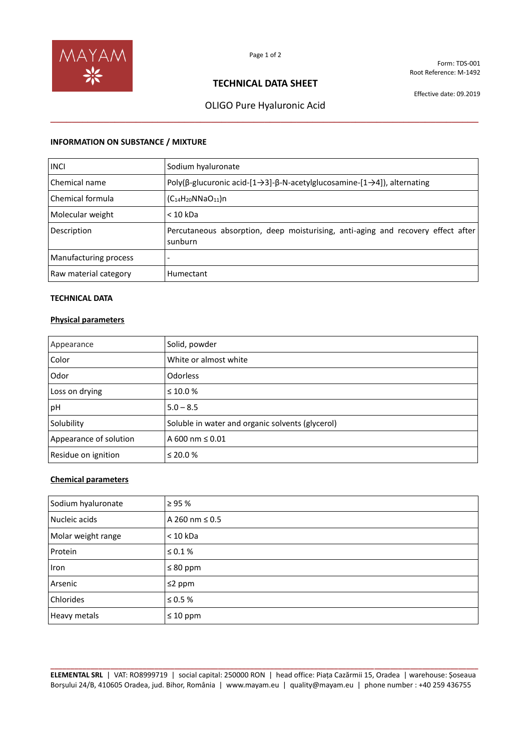Form: TDS-001
Root Reference: M-1492

# TECHNICAL DATA SHEET

Effective date: 09.2019

## OLIGO Pure Hyaluronic Acid

### INFORMATION ON SUBSTANCE / MIXTURE

| | |
|---|---|
| INCI | Sodium hyaluronate |
| Chemical name | Poly(β-glucuronic acid-[1→3]-β-N-acetylglucosamine-[1→4]), alternating |
| Chemical formula | $(C_{14}H_{20}NNaO_{11})n$ |
| Molecular weight | < 10 kDa |
| Description | Percutaneous absorption, deep moisturising, anti-aging and recovery effect after sunburn |
| Manufacturing process | - |
| Raw material category | Humectant |

### TECHNICAL DATA

**Physical parameters**

| | |
|---|---|
| Appearance | Solid, powder |
| Color | White or almost white |
| Odor | Odorless |
| Loss on drying | ≤ 10.0 % |
| pH | 5.0 – 8.5 |
| Solubility | Soluble in water and organic solvents (glycerol) |
| Appearance of solution | A 600 nm ≤ 0.01 |
| Residue on ignition | ≤ 20.0 % |

**Chemical parameters**

| | |
|---|---|
| Sodium hyaluronate | ≥ 95 % |
| Nucleic acids | A 260 nm ≤ 0.5 |
| Molar weight range | < 10 kDa |
| Protein | ≤ 0.1 % |
| Iron | ≤ 80 ppm |
| Arsenic | ≤2 ppm |
| Chlorides | ≤ 0.5 % |
| Heavy metals | ≤ 10 ppm |

**ELEMENTAL SRL** | VAT: RO8999719 | social capital: 250000 RON | head office: Piața Cazărmii 15, Oradea | warehouse: Șoseaua Borșului 24/B, 410605 Oradea, jud. Bihor, România | www.mayam.eu | quality@mayam.eu | phone number : +40 259 436755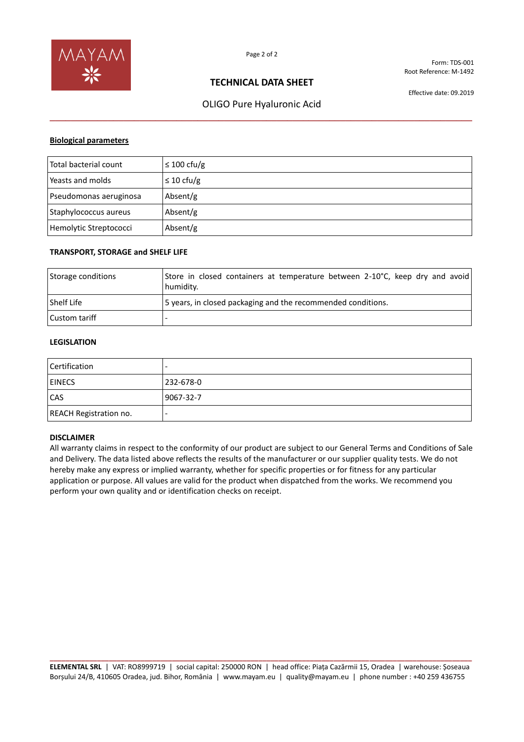## Biological parameters

| | |
|---|---|
| Total bacterial count | ≤ 100 cfu/g |
| Yeasts and molds | ≤ 10 cfu/g |
| Pseudomonas aeruginosa | Absent/g |
| Staphylococcus aureus | Absent/g |
| Hemolytic Streptococci | Absent/g |

## TRANSPORT, STORAGE and SHELF LIFE

| | |
|---|---|
| Storage conditions | Store in closed containers at temperature between 2-10°C, keep dry and avoid humidity. |
| Shelf Life | 5 years, in closed packaging and the recommended conditions. |
| Custom tariff | - |

## LEGISLATION

| | |
|---|---|
| Certification | - |
| EINECS | 232-678-0 |
| CAS | 9067-32-7 |
| REACH Registration no. | - |

## DISCLAIMER

All warranty claims in respect to the conformity of our product are subject to our General Terms and Conditions of Sale and Delivery. The data listed above reflects the results of the manufacturer or our supplier quality tests. We do not hereby make any express or implied warranty, whether for specific properties or for fitness for any particular application or purpose. All values are valid for the product when dispatched from the works. We recommend you perform your own quality and or identification checks on receipt.